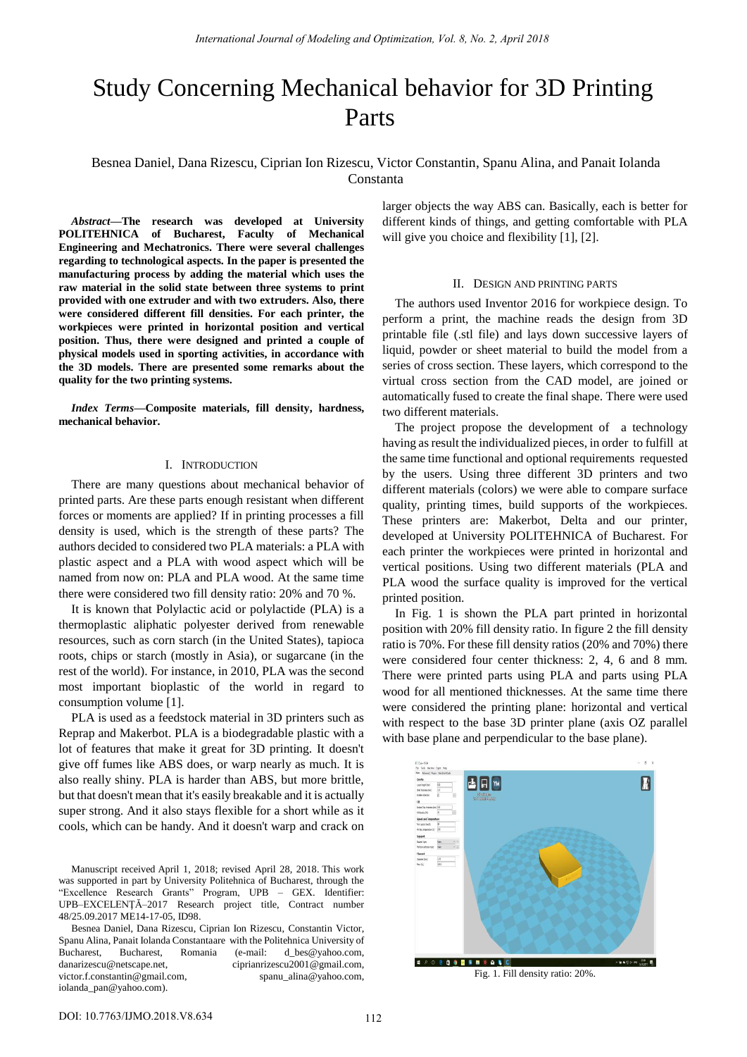# Study Concerning Mechanical behavior for 3D Printing Parts

Besnea Daniel, Dana Rizescu, Ciprian Ion Rizescu, Victor Constantin, Spanu Alina, and Panait Iolanda Constanta

***Abstract*—The research was developed at University POLITEHNICA of Bucharest, Faculty of Mechanical Engineering and Mechatronics. There were several challenges regarding to technological aspects. In the paper is presented the manufacturing process by adding the material which uses the raw material in the solid state between three systems to print provided with one extruder and with two extruders. Also, there were considered different fill densities. For each printer, the workpieces were printed in horizontal position and vertical position. Thus, there were designed and printed a couple of physical models used in sporting activities, in accordance with the 3D models. There are presented some remarks about the quality for the two printing systems.**

***Index Terms*—Composite materials, fill density, hardness, mechanical behavior.**

## I. Introduction

There are many questions about mechanical behavior of printed parts. Are these parts enough resistant when different forces or moments are applied? If in printing processes a fill density is used, which is the strength of these parts? The authors decided to considered two PLA materials: a PLA with plastic aspect and a PLA with wood aspect which will be named from now on: PLA and PLA wood. At the same time there were considered two fill density ratio: 20% and 70 %.

It is known that Polylactic acid or polylactide (PLA) is a thermoplastic aliphatic polyester derived from renewable resources, such as corn starch (in the United States), tapioca roots, chips or starch (mostly in Asia), or sugarcane (in the rest of the world). For instance, in 2010, PLA was the second most important bioplastic of the world in regard to consumption volume [1].

PLA is used as a feedstock material in 3D printers such as Reprap and Makerbot. PLA is a biodegradable plastic with a lot of features that make it great for 3D printing. It doesn't give off fumes like ABS does, or warp nearly as much. It is also really shiny. PLA is harder than ABS, but more brittle, but that doesn't mean that it's easily breakable and it is actually super strong. And it also stays flexible for a short while as it cools, which can be handy. And it doesn't warp and crack on larger objects the way ABS can. Basically, each is better for different kinds of things, and getting comfortable with PLA will give you choice and flexibility [1], [2].

## II. Design and Printing Parts

The authors used Inventor 2016 for workpiece design. To perform a print, the machine reads the design from 3D printable file (.stl file) and lays down successive layers of liquid, powder or sheet material to build the model from a series of cross section. These layers, which correspond to the virtual cross section from the CAD model, are joined or automatically fused to create the final shape. There were used two different materials.

The project propose the development of a technology having as result the individualized pieces, in order to fulfill at the same time functional and optional requirements requested by the users. Using three different 3D printers and two different materials (colors) we were able to compare surface quality, printing times, build supports of the workpieces. These printers are: Makerbot, Delta and our printer, developed at University POLITEHNICA of Bucharest. For each printer the workpieces were printed in horizontal and vertical positions. Using two different materials (PLA and PLA wood the surface quality is improved for the vertical printed position.

In Fig. 1 is shown the PLA part printed in horizontal position with 20% fill density ratio. In figure 2 the fill density ratio is 70%. For these fill density ratios (20% and 70%) there were considered four center thickness: 2, 4, 6 and 8 mm. There were printed parts using PLA and parts using PLA wood for all mentioned thicknesses. At the same time there were considered the printing plane: horizontal and vertical with respect to the base 3D printer plane (axis OZ parallel with base plane and perpendicular to the base plane).

Fig. 1. Fill density ratio: 20%.

Manuscript received April 1, 2018; revised April 28, 2018. This work was supported in part by University Politehnica of Bucharest, through the "Excellence Research Grants" Program, UPB – GEX. Identifier: UPB–EXCELENȚĂ–2017 Research project title, Contract number 48/25.09.2017 ME14-17-05, ID98.

Besnea Daniel, Dana Rizescu, Ciprian Ion Rizescu, Constantin Victor, Spanu Alina, Panait Iolanda Constantaare with the Politehnica University of Bucharest, Bucharest, Romania (e-mail: d_bes@yahoo.com, danarizescu@netscape.net, ciprianrizescu2001@gmail.com, victor.f.constantin@gmail.com, spanu_alina@yahoo.com, iolanda_pan@yahoo.com).

DOI: 10.7763/IJMO.2018.V8.634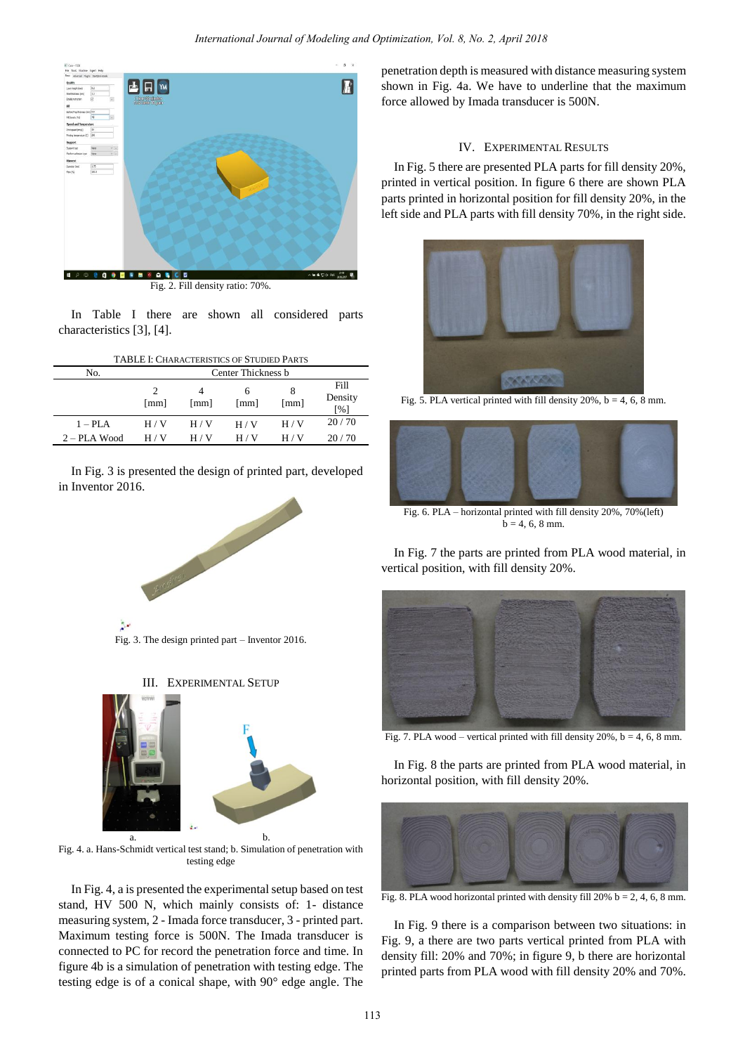Fig. 2. Fill density ratio: 70%.

In Table I there are shown all considered parts characteristics [3], [4].

TABLE I: CHARACTERISTICS OF STUDIED PARTS

| No. | Center Thickness b | | | | |
|---|---|---|---|---|---|
| | 2 [mm] | 4 [mm] | 6 [mm] | 8 [mm] | Fill Density [%] |
| 1 – PLA | H / V | H / V | H / V | H / V | 20 / 70 |
| 2 – PLA Wood | H / V | H / V | H / V | H / V | 20 / 70 |

In Fig. 3 is presented the design of printed part, developed in Inventor 2016.

Fig. 3. The design printed part – Inventor 2016.

## III. EXPERIMENTAL SETUP

a. b.

Fig. 4. a. Hans-Schmidt vertical test stand; b. Simulation of penetration with testing edge

In Fig. 4, a is presented the experimental setup based on test stand, HV 500 N, which mainly consists of: 1- distance measuring system, 2 - Imada force transducer, 3 - printed part. Maximum testing force is 500N. The Imada transducer is connected to PC for record the penetration force and time. In figure 4b is a simulation of penetration with testing edge. The testing edge is of a conical shape, with 90° edge angle. The penetration depth is measured with distance measuring system shown in Fig. 4a. We have to underline that the maximum force allowed by Imada transducer is 500N.

## IV. EXPERIMENTAL RESULTS

In Fig. 5 there are presented PLA parts for fill density 20%, printed in vertical position. In figure 6 there are shown PLA parts printed in horizontal position for fill density 20%, in the left side and PLA parts with fill density 70%, in the right side.

Fig. 5. PLA vertical printed with fill density 20%, b = 4, 6, 8 mm.

Fig. 6. PLA – horizontal printed with fill density 20%, 70%(left) b = 4, 6, 8 mm.

In Fig. 7 the parts are printed from PLA wood material, in vertical position, with fill density 20%.

Fig. 7. PLA wood – vertical printed with fill density 20%, b = 4, 6, 8 mm.

In Fig. 8 the parts are printed from PLA wood material, in horizontal position, with fill density 20%.

Fig. 8. PLA wood horizontal printed with density fill 20% b = 2, 4, 6, 8 mm.

In Fig. 9 there is a comparison between two situations: in Fig. 9, a there are two parts vertical printed from PLA with density fill: 20% and 70%; in figure 9, b there are horizontal printed parts from PLA wood with fill density 20% and 70%.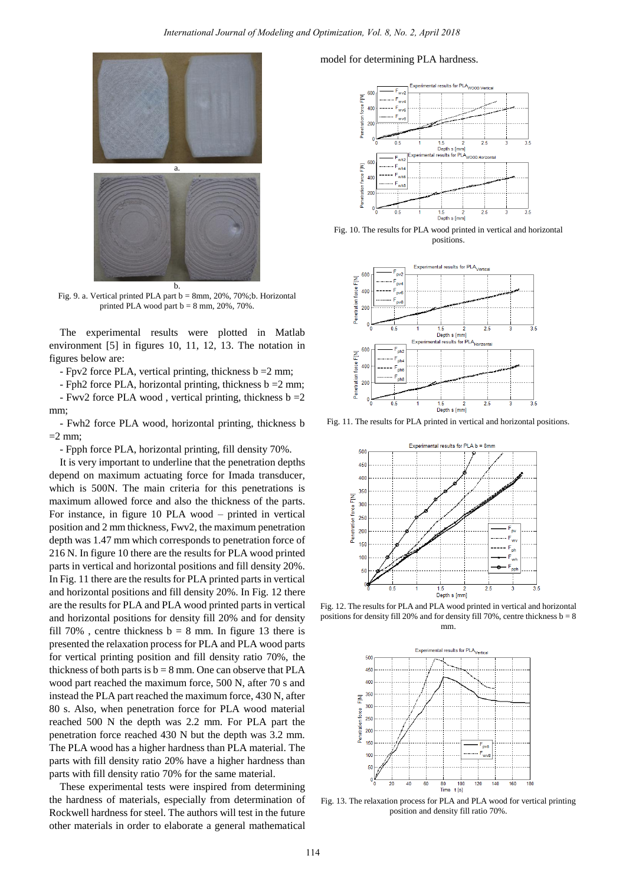Fig. 9. a. Vertical printed PLA part b = 8mm, 20%, 70%;b. Horizontal printed PLA wood part b = 8 mm, 20%, 70%.

The experimental results were plotted in Matlab environment [5] in figures 10, 11, 12, 13. The notation in figures below are:

- Fpv2 force PLA, vertical printing, thickness b =2 mm;
- Fph2 force PLA, horizontal printing, thickness b =2 mm;
- Fwv2 force PLA wood , vertical printing, thickness b =2 mm;
- Fwh2 force PLA wood, horizontal printing, thickness b =2 mm;
- Fpph force PLA, horizontal printing, fill density 70%.

It is very important to underline that the penetration depths depend on maximum actuating force for Imada transducer, which is 500N. The main criteria for this penetrations is maximum allowed force and also the thickness of the parts. For instance, in figure 10 PLA wood – printed in vertical position and 2 mm thickness, Fwv2, the maximum penetration depth was 1.47 mm which corresponds to penetration force of 216 N. In figure 10 there are the results for PLA wood printed parts in vertical and horizontal positions and fill density 20%. In Fig. 11 there are the results for PLA printed parts in vertical and horizontal positions and fill density 20%. In Fig. 12 there are the results for PLA and PLA wood printed parts in vertical and horizontal positions for density fill 20% and for density fill 70% , centre thickness b = 8 mm. In figure 13 there is presented the relaxation process for PLA and PLA wood parts for vertical printing position and fill density ratio 70%, the thickness of both parts is b = 8 mm. One can observe that PLA wood part reached the maximum force, 500 N, after 70 s and instead the PLA part reached the maximum force, 430 N, after 80 s. Also, when penetration force for PLA wood material reached 500 N the depth was 2.2 mm. For PLA part the penetration force reached 430 N but the depth was 3.2 mm. The PLA wood has a higher hardness than PLA material. The parts with fill density ratio 20% have a higher hardness than parts with fill density ratio 70% for the same material.

These experimental tests were inspired from determining the hardness of materials, especially from determination of Rockwell hardness for steel. The authors will test in the future other materials in order to elaborate a general mathematical model for determining PLA hardness.

Fig. 10. The results for PLA wood printed in vertical and horizontal positions.

Fig. 11. The results for PLA printed in vertical and horizontal positions.

Fig. 12. The results for PLA and PLA wood printed in vertical and horizontal positions for density fill 20% and for density fill 70%, centre thickness b = 8 mm.

Fig. 13. The relaxation process for PLA and PLA wood for vertical printing position and density fill ratio 70%.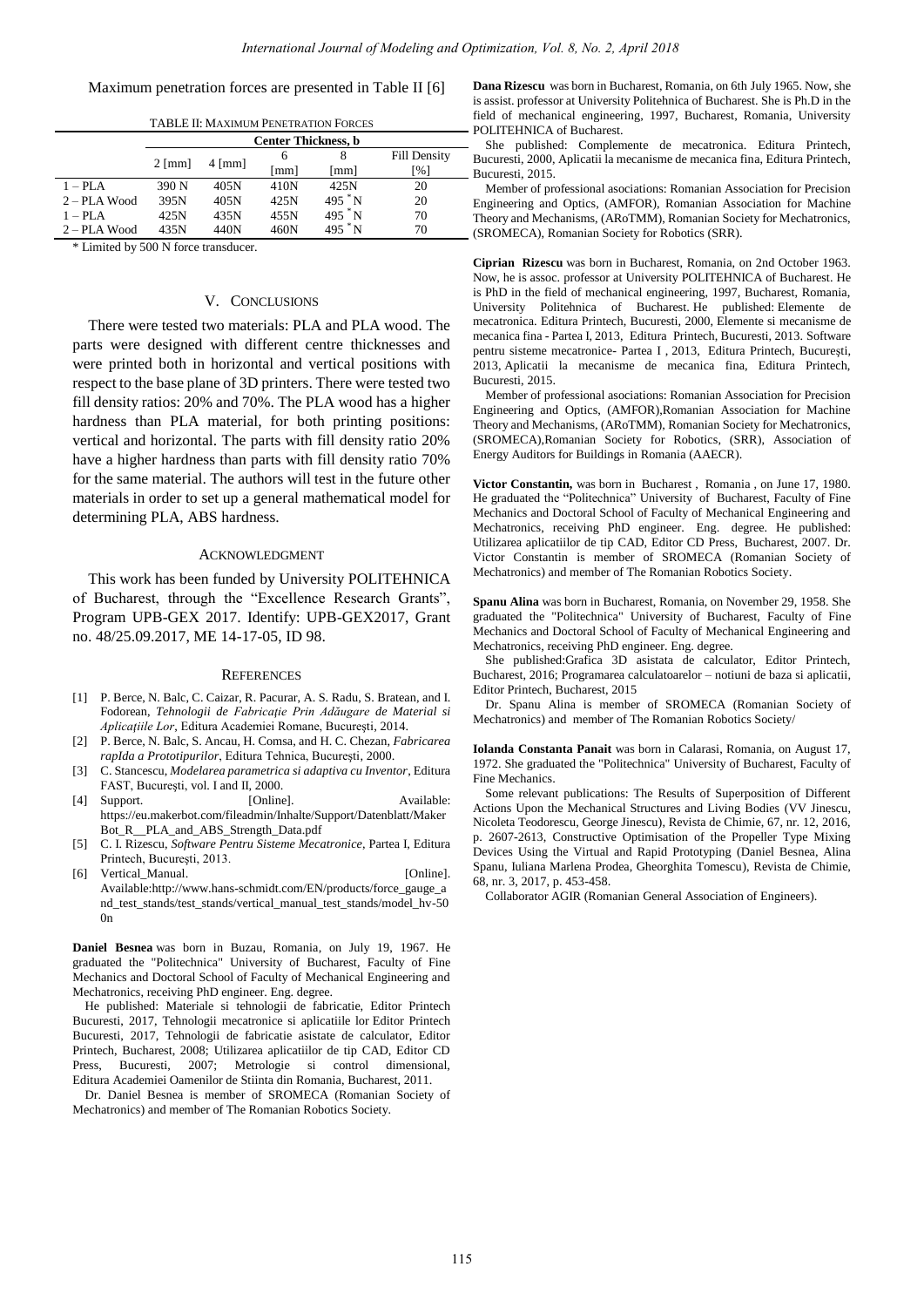Maximum penetration forces are presented in Table II [6]

TABLE II: MAXIMUM PENETRATION FORCES

| | Center Thickness, b | | | | |
|---|---|---|---|---|---|
| | 2 [mm] | 4 [mm] | 6 [mm] | 8 [mm] | Fill Density [%] |
| 1 – PLA | 390 N | 405N | 410N | 425N | 20 |
| 2 – PLA Wood | 395N | 405N | 425N | 495 * N | 20 |
| 1 – PLA | 425N | 435N | 455N | 495 * N | 70 |
| 2 – PLA Wood | 435N | 440N | 460N | 495 * N | 70 |

\* Limited by 500 N force transducer.

## V. CONCLUSIONS

There were tested two materials: PLA and PLA wood. The parts were designed with different centre thicknesses and were printed both in horizontal and vertical positions with respect to the base plane of 3D printers. There were tested two fill density ratios: 20% and 70%. The PLA wood has a higher hardness than PLA material, for both printing positions: vertical and horizontal. The parts with fill density ratio 20% have a higher hardness than parts with fill density ratio 70% for the same material. The authors will test in the future other materials in order to set up a general mathematical model for determining PLA, ABS hardness.

## ACKNOWLEDGMENT

This work has been funded by University POLITEHNICA of Bucharest, through the "Excellence Research Grants", Program UPB-GEX 2017. Identify: UPB-GEX2017, Grant no. 48/25.09.2017, ME 14-17-05, ID 98.

## REFERENCES

[1] P. Berce, N. Balc, C. Caizar, R. Pacurar, A. S. Radu, S. Bratean, and I. Fodorean, *Tehnologii de Fabricație Prin Adăugare de Material si Aplicațiile Lor*, Editura Academiei Romane, București, 2014.

[2] P. Berce, N. Balc, S. Ancau, H. Comsa, and H. C. Chezan, *Fabricarea rapIda a Prototipurilor*, Editura Tehnica, București, 2000.

[3] C. Stancescu, *Modelarea parametrica si adaptiva cu Inventor*, Editura FAST, București, vol. I and II, 2000.

[4] Support. [Online]. Available: https://eu.makerbot.com/fileadmin/Inhalte/Support/Datenblatt/MakerBot_R__PLA_and_ABS_Strength_Data.pdf

[5] C. I. Rizescu, *Software Pentru Sisteme Mecatronice*, Partea I, Editura Printech, București, 2013.

[6] Vertical_Manual. [Online]. Available:http://www.hans-schmidt.com/EN/products/force_gauge_and_test_stands/test_stands/vertical_manual_test_stands/model_hv-500n

**Daniel Besnea** was born in Buzau, Romania, on July 19, 1967. He graduated the "Politechnica" University of Bucharest, Faculty of Fine Mechanics and Doctoral School of Faculty of Mechanical Engineering and Mechatronics, receiving PhD engineer. Eng. degree.

He published: Materiale si tehnologii de fabricatie, Editor Printech Bucuresti, 2017, Tehnologii mecatronice si aplicatiile lor Editor Printech Bucuresti, 2017, Tehnologii de fabricatie asistate de calculator, Editor Printech, Bucharest, 2008; Utilizarea aplicatiilor de tip CAD, Editor CD Press, Bucuresti, 2007; Metrologie si control dimensional, Editura Academiei Oamenilor de Stiinta din Romania, Bucharest, 2011.

Dr. Daniel Besnea is member of SROMECA (Romanian Society of Mechatronics) and member of The Romanian Robotics Society.

**Dana Rizescu** was born in Bucharest, Romania, on 6th July 1965. Now, she is assist. professor at University Politehnica of Bucharest. She is Ph.D in the field of mechanical engineering, 1997, Bucharest, Romania, University POLITEHNICA of Bucharest.

She published: Complemente de mecatronica. Editura Printech, Bucuresti, 2000, Aplicatii la mecanisme de mecanica fina, Editura Printech, Bucuresti, 2015.

Member of professional asociations: Romanian Association for Precision Engineering and Optics, (AMFOR), Romanian Association for Machine Theory and Mechanisms, (ARoTMM), Romanian Society for Mechatronics, (SROMECA), Romanian Society for Robotics (SRR).

**Ciprian Rizescu** was born in Bucharest, Romania, on 2nd October 1963. Now, he is assoc. professor at University POLITEHNICA of Bucharest. He is PhD in the field of mechanical engineering, 1997, Bucharest, Romania, University Politehnica of Bucharest. He published: Elemente de mecatronica. Editura Printech, Bucuresti, 2000, Elemente si mecanisme de mecanica fina - Partea I, 2013, Editura Printech, Bucuresti, 2013. Software pentru sisteme mecatronice- Partea I , 2013, Editura Printech, București, 2013, Aplicatii la mecanisme de mecanica fina, Editura Printech, Bucuresti, 2015.

Member of professional asociations: Romanian Association for Precision Engineering and Optics, (AMFOR),Romanian Association for Machine Theory and Mechanisms, (ARoTMM), Romanian Society for Mechatronics, (SROMECA),Romanian Society for Robotics, (SRR), Association of Energy Auditors for Buildings in Romania (AAECR).

**Victor Constantin,** was born in Bucharest , Romania , on June 17, 1980. He graduated the "Politechnica" University of Bucharest, Faculty of Fine Mechanics and Doctoral School of Faculty of Mechanical Engineering and Mechatronics, receiving PhD engineer. Eng. degree. He published: Utilizarea aplicatiilor de tip CAD, Editor CD Press, Bucharest, 2007. Dr. Victor Constantin is member of SROMECA (Romanian Society of Mechatronics) and member of The Romanian Robotics Society.

**Spanu Alina** was born in Bucharest, Romania, on November 29, 1958. She graduated the "Politechnica" University of Bucharest, Faculty of Fine Mechanics and Doctoral School of Faculty of Mechanical Engineering and Mechatronics, receiving PhD engineer. Eng. degree.

She published:Grafica 3D asistata de calculator, Editor Printech, Bucharest, 2016; Programarea calculatoarelor – notiuni de baza si aplicatii, Editor Printech, Bucharest, 2015

Dr. Spanu Alina is member of SROMECA (Romanian Society of Mechatronics) and member of The Romanian Robotics Society/

**Iolanda Constanta Panait** was born in Calarasi, Romania, on August 17, 1972. She graduated the "Politechnica" University of Bucharest, Faculty of Fine Mechanics.

Some relevant publications: The Results of Superposition of Different Actions Upon the Mechanical Structures and Living Bodies (VV Jinescu, Nicoleta Teodorescu, George Jinescu), Revista de Chimie, 67, nr. 12, 2016, p. 2607-2613, Constructive Optimisation of the Propeller Type Mixing Devices Using the Virtual and Rapid Prototyping (Daniel Besnea, Alina Spanu, Iuliana Marlena Prodea, Gheorghita Tomescu), Revista de Chimie, 68, nr. 3, 2017, p. 453-458.

Collaborator AGIR (Romanian General Association of Engineers).